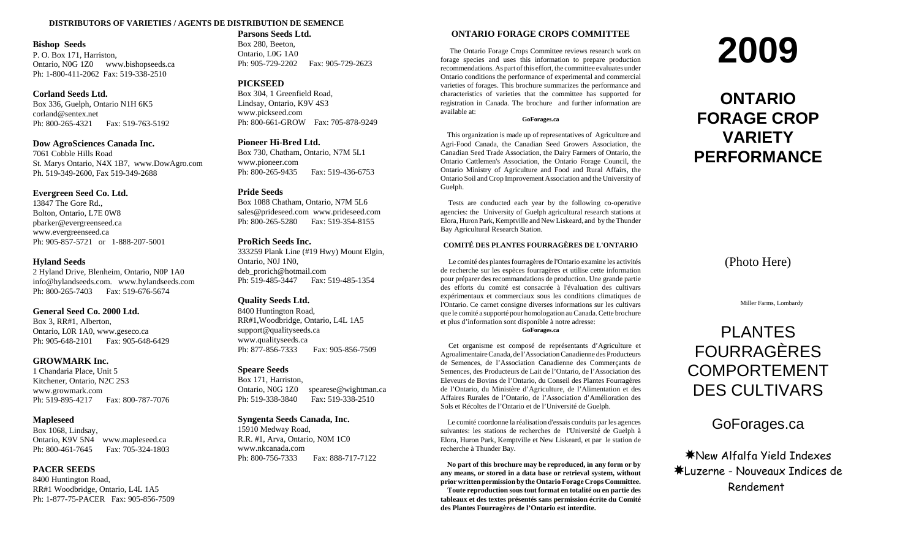**DISTRIBUTORS OF VARIETIES / AGENTS DE DISTRIBUTION DE SEMENCE**

**Bishop Seeds**
P. O. Box 171, Harriston,
Ontario, N0G 1Z0 www.bishopseeds.ca
Ph: 1-800-411-2062 Fax: 519-338-2510

**Corland Seeds Ltd.**
Box 336, Guelph, Ontario N1H 6K5
corland@sentex.net
Ph: 800-265-4321 Fax: 519-763-5192

**Dow AgroSciences Canada Inc.**
7061 Cobble Hills Road
St. Marys Ontario, N4X 1B7, www.DowAgro.com
Ph. 519-349-2600, Fax 519-349-2688

**Evergreen Seed Co. Ltd.**
13847 The Gore Rd.,
Bolton, Ontario, L7E 0W8
pbarker@evergreenseed.ca
www.evergreenseed.ca
Ph: 905-857-5721 or 1-888-207-5001

**Hyland Seeds**
2 Hyland Drive, Blenheim, Ontario, N0P 1A0
info@hylandseeds.com. www.hylandseeds.com
Ph: 800-265-7403 Fax: 519-676-5674

**General Seed Co. 2000 Ltd.**
Box 3, RR#1, Alberton,
Ontario, L0R 1A0, www.geseco.ca
Ph: 905-648-2101 Fax: 905-648-6429

**GROWMARK Inc.**
1 Chandaria Place, Unit 5
Kitchener, Ontario, N2C 2S3
www.growmark.com
Ph: 519-895-4217 Fax: 800-787-7076

**Mapleseed**
Box 1068, Lindsay,
Ontario, K9V 5N4 www.mapleseed.ca
Ph: 800-461-7645 Fax: 705-324-1803

**PACER SEEDS**
8400 Huntington Road,
RR#1 Woodbridge, Ontario, L4L 1A5
Ph: 1-877-75-PACER Fax: 905-856-7509

**Parsons Seeds Ltd.**
Box 280, Beeton,
Ontario, L0G 1A0
Ph: 905-729-2202 Fax: 905-729-2623

**PICKSEED**
Box 304, 1 Greenfield Road,
Lindsay, Ontario, K9V 4S3
www.pickseed.com
Ph: 800-661-GROW Fax: 705-878-9249

**Pioneer Hi-Bred Ltd.**
Box 730, Chatham, Ontario, N7M 5L1
www.pioneer.com
Ph: 800-265-9435 Fax: 519-436-6753

**Pride Seeds**
Box 1088 Chatham, Ontario, N7M 5L6
sales@prideseed.com www.prideseed.com
Ph: 800-265-5280 Fax: 519-354-8155

**ProRich Seeds Inc.**
333259 Plank Line (#19 Hwy) Mount Elgin,
Ontario, N0J 1N0,
deb_prorich@hotmail.com
Ph: 519-485-3447 Fax: 519-485-1354

**Quality Seeds Ltd.**
8400 Huntington Road,
RR#1,Woodbridge, Ontario, L4L 1A5
support@qualityseeds.ca
www.qualityseeds.ca
Ph: 877-856-7333 Fax: 905-856-7509

**Speare Seeds**
Box 171, Harriston,
Ontario, N0G 1Z0 spearese@wightman.ca
Ph: 519-338-3840 Fax: 519-338-2510

**Syngenta Seeds Canada, Inc.**
15910 Medway Road,
R.R. #1, Arva, Ontario, N0M 1C0
www.nkcanada.com
Ph: 800-756-7333 Fax: 888-717-7122

## ONTARIO FORAGE CROPS COMMITTEE

The Ontario Forage Crops Committee reviews research work on forage species and uses this information to prepare production recommendations. As part of this effort, the committee evaluates under Ontario conditions the performance of experimental and commercial varieties of forages. This brochure summarizes the performance and characteristics of varieties that the committee has supported for registration in Canada. The brochure and further information are available at:

**GoForages.ca**

This organization is made up of representatives of Agriculture and Agri-Food Canada, the Canadian Seed Growers Association, the Canadian Seed Trade Association, the Dairy Farmers of Ontario, the Ontario Cattlemen's Association, the Ontario Forage Council, the Ontario Ministry of Agriculture and Food and Rural Affairs, the Ontario Soil and Crop Improvement Association and the University of Guelph.

Tests are conducted each year by the following co-operative agencies: the University of Guelph agricultural research stations at Elora, Huron Park, Kemptville and New Liskeard, and by the Thunder Bay Agricultural Research Station.

## COMITÉ DES PLANTES FOURRAGÈRES DE L'ONTARIO

Le comité des plantes fourragères de l'Ontario examine les activités de recherche sur les espèces fourragères et utilise cette information pour préparer des recommandations de production. Une grande partie des efforts du comité est consacrée à l'évaluation des cultivars expérimentaux et commerciaux sous les conditions climatiques de l'Ontario. Ce carnet consigne diverses informations sur les cultivars que le comité a supporté pour homologation au Canada. Cette brochure et plus d'information sont disponible à notre adresse:

**GoForages.ca**

Cet organisme est composé de représentants d'Agriculture et Agroalimentaire Canada, de l'Association Canadienne des Producteurs de Semences, de l'Association Canadienne des Commerçants de Semences, des Producteurs de Lait de l'Ontario, de l'Association des Eleveurs de Bovins de l'Ontario, du Conseil des Plantes Fourragères de l'Ontario, du Ministère d'Agriculture, de l'Alimentation et des Affaires Rurales de l'Ontario, de l'Association d'Amélioration des Sols et Récoltes de l'Ontario et de l'Université de Guelph.

Le comité coordonne la réalisation d'essais conduits par les agences suivantes: les stations de recherches de l'Université de Guelph à Elora, Huron Park, Kemptville et New Liskeard, et par le station de recherche à Thunder Bay.

**No part of this brochure may be reproduced, in any form or by any means, or stored in a data base or retrieval system, without prior written permission by the Ontario Forage Crops Committee.**
**Toute reproduction sous tout format en totalité ou en partie des tableaux et des textes présentés sans permission écrite du Comité des Plantes Fourragères de l'Ontario est interdite.**

# 2009

# ONTARIO FORAGE CROP VARIETY PERFORMANCE

(Photo Here)

Miller Farms, Lombardy

# PLANTES FOURRAGÈRES COMPORTEMENT DES CULTIVARS

GoForages.ca

✷New Alfalfa Yield Indexes
✷Luzerne - Nouveaux Indices de Rendement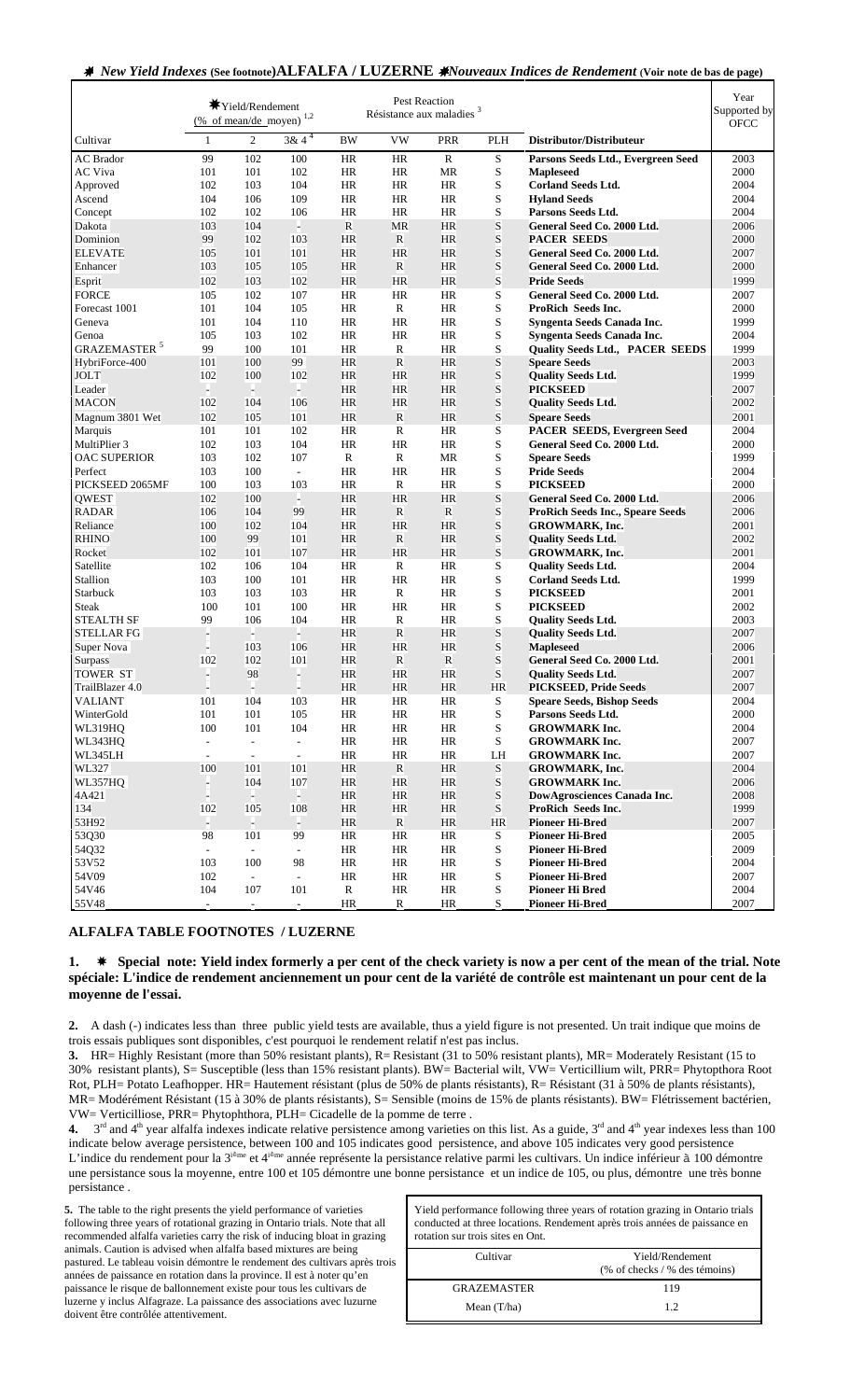## ✷ New Yield Indexes (See footnote) ALFALFA / LUZERNE ✷ *Nouveaux Indices de Rendement* (Voir note de bas de page)

| Cultivar | ✷Yield/Rendement (% of mean/de moyen) [1,2] | | | Pest Reaction Résistance aux maladies [3] | | | | Distributor/Distributeur | Year Supported by OFCC |
|---|---|---|---|---|---|---|---|---|---|
| | 1 | 2 | 3& 4 [4] | BW | VW | PRR | PLH | | |
| AC Brador | 99 | 102 | 100 | HR | HR | R | S | **Parsons Seeds Ltd., Evergreen Seed** | 2003 |
| AC Viva | 101 | 101 | 102 | HR | HR | MR | S | **Mapleseed** | 2000 |
| Approved | 102 | 103 | 104 | HR | HR | HR | S | **Corland Seeds Ltd.** | 2004 |
| Ascend | 104 | 106 | 109 | HR | HR | HR | S | **Hyland Seeds** | 2004 |
| Concept | 102 | 102 | 106 | HR | HR | HR | S | **Parsons Seeds Ltd.** | 2004 |
| Dakota | 103 | 104 | - | R | MR | HR | S | **General Seed Co. 2000 Ltd.** | 2006 |
| Dominion | 99 | 102 | 103 | HR | R | HR | S | **PACER SEEDS** | 2000 |
| ELEVATE | 105 | 101 | 101 | HR | HR | HR | S | **General Seed Co. 2000 Ltd.** | 2007 |
| Enhancer | 103 | 105 | 105 | HR | R | HR | S | **General Seed Co. 2000 Ltd.** | 2000 |
| Esprit | 102 | 103 | 102 | HR | HR | HR | S | **Pride Seeds** | 1999 |
| FORCE | 105 | 102 | 107 | HR | HR | HR | S | **General Seed Co. 2000 Ltd.** | 2007 |
| Forecast 1001 | 101 | 104 | 105 | HR | R | HR | S | **ProRich Seeds Inc.** | 2000 |
| Geneva | 101 | 104 | 110 | HR | HR | HR | S | **Syngenta Seeds Canada Inc.** | 1999 |
| Genoa | 105 | 103 | 102 | HR | HR | HR | S | **Syngenta Seeds Canada Inc.** | 2004 |
| GRAZEMASTER [5] | 99 | 100 | 101 | HR | R | HR | S | **Quality Seeds Ltd., PACER SEEDS** | 1999 |
| HybriForce-400 | 101 | 100 | 99 | HR | R | HR | S | **Speare Seeds** | 2003 |
| JOLT | 102 | 100 | 102 | HR | HR | HR | S | **Quality Seeds Ltd.** | 1999 |
| Leader | - | - | - | HR | HR | HR | S | **PICKSEED** | 2007 |
| MACON | 102 | 104 | 106 | HR | HR | HR | S | **Quality Seeds Ltd.** | 2002 |
| Magnum 3801 Wet | 102 | 105 | 101 | HR | R | HR | S | **Speare Seeds** | 2001 |
| Marquis | 101 | 101 | 102 | HR | R | HR | S | **PACER SEEDS, Evergreen Seed** | 2004 |
| MultiPlier 3 | 102 | 103 | 104 | HR | HR | HR | S | **General Seed Co. 2000 Ltd.** | 2000 |
| OAC SUPERIOR | 103 | 102 | 107 | R | R | MR | S | **Speare Seeds** | 1999 |
| Perfect | 103 | 100 | - | HR | HR | HR | S | **Pride Seeds** | 2004 |
| PICKSEED 2065MF | 100 | 103 | 103 | HR | R | HR | S | **PICKSEED** | 2000 |
| QWEST | 102 | 100 | - | HR | HR | HR | S | **General Seed Co. 2000 Ltd.** | 2006 |
| RADAR | 106 | 104 | 99 | HR | R | R | S | **ProRich Seeds Inc., Speare Seeds** | 2006 |
| Reliance | 100 | 102 | 104 | HR | HR | HR | S | **GROWMARK, Inc.** | 2001 |
| RHINO | 100 | 99 | 101 | HR | R | HR | S | **Quality Seeds Ltd.** | 2002 |
| Rocket | 102 | 101 | 107 | HR | HR | HR | S | **GROWMARK, Inc.** | 2001 |
| Satellite | 102 | 106 | 104 | HR | R | HR | S | **Quality Seeds Ltd.** | 2004 |
| Stallion | 103 | 100 | 101 | HR | HR | HR | S | **Corland Seeds Ltd.** | 1999 |
| Starbuck | 103 | 103 | 103 | HR | R | HR | S | **PICKSEED** | 2001 |
| Steak | 100 | 101 | 100 | HR | HR | HR | S | **PICKSEED** | 2002 |
| STEALTH SF | 99 | 106 | 104 | HR | R | HR | S | **Quality Seeds Ltd.** | 2003 |
| STELLAR FG | - | - | - | HR | R | HR | S | **Quality Seeds Ltd.** | 2007 |
| Super Nova | - | 103 | 106 | HR | HR | HR | S | **Mapleseed** | 2006 |
| Surpass | 102 | 102 | 101 | HR | R | R | S | **General Seed Co. 2000 Ltd.** | 2001 |
| TOWER ST | - | 98 | - | HR | HR | HR | S | **Quality Seeds Ltd.** | 2007 |
| TrailBlazer 4.0 | - | - | - | HR | HR | HR | HR | **PICKSEED, Pride Seeds** | 2007 |
| VALIANT | 101 | 104 | 103 | HR | HR | HR | S | **Speare Seeds, Bishop Seeds** | 2004 |
| WinterGold | 101 | 101 | 105 | HR | HR | HR | S | **Parsons Seeds Ltd.** | 2000 |
| WL319HQ | 100 | 101 | 104 | HR | HR | HR | S | **GROWMARK Inc.** | 2004 |
| WL343HQ | - | - | - | HR | HR | HR | S | **GROWMARK Inc.** | 2007 |
| WL345LH | - | - | - | HR | HR | HR | LH | **GROWMARK Inc.** | 2007 |
| WL327 | 100 | 101 | 101 | HR | R | HR | S | **GROWMARK, Inc.** | 2004 |
| WL357HQ | - | 104 | 107 | HR | HR | HR | S | **GROWMARK Inc.** | 2006 |
| 4A421 | - | - | - | HR | HR | HR | S | **DowAgrosciences Canada Inc.** | 2008 |
| 134 | 102 | 105 | 108 | HR | HR | HR | S | **ProRich Seeds Inc.** | 1999 |
| 53H92 | - | - | - | HR | R | HR | HR | **Pioneer Hi-Bred** | 2007 |
| 53Q30 | 98 | 101 | 99 | HR | HR | HR | S | **Pioneer Hi-Bred** | 2005 |
| 54Q32 | - | - | - | HR | HR | HR | S | **Pioneer Hi-Bred** | 2009 |
| 53V52 | 103 | 100 | 98 | HR | HR | HR | S | **Pioneer Hi-Bred** | 2004 |
| 54V09 | 102 | - | - | HR | HR | HR | S | **Pioneer Hi-Bred** | 2007 |
| 54V46 | 104 | 107 | 101 | R | HR | HR | S | **Pioneer Hi Bred** | 2004 |
| 55V48 | - | - | - | HR | R | HR | S | **Pioneer Hi-Bred** | 2007 |

### ALFALFA TABLE FOOTNOTES / LUZERNE

**1. ✷ Special note: Yield index formerly a per cent of the check variety is now a per cent of the mean of the trial. Note spéciale: L'indice de rendement anciennement un pour cent de la variété de contrôle est maintenant un pour cent de la moyenne de l'essai.**

**2.** A dash (-) indicates less than three public yield tests are available, thus a yield figure is not presented. Un trait indique que moins de trois essais publiques sont disponibles, c'est pourquoi le rendement relatif n'est pas inclus.

**3.** HR= Highly Resistant (more than 50% resistant plants), R= Resistant (31 to 50% resistant plants), MR= Moderately Resistant (15 to 30% resistant plants), S= Susceptible (less than 15% resistant plants). BW= Bacterial wilt, VW= Verticillium wilt, PRR= Phytopthora Root Rot, PLH= Potato Leafhopper. HR= Hautement résistant (plus de 50% de plants résistants), R= Résistant (31 à 50% de plants résistants), MR= Modérément Résistant (15 à 30% de plants résistants), S= Sensible (moins de 15% de plants résistants). BW= Flétrissement bactérien, VW= Verticilliose, PRR= Phytophthora, PLH= Cicadelle de la pomme de terre .

**4.** 3rd and 4th year alfalfa indexes indicate relative persistence among varieties on this list. As a guide, 3rd and 4th year indexes less than 100 indicate below average persistence, between 100 and 105 indicates good persistence, and above 105 indicates very good persistence L'indice du rendement pour la 3ième et 4ième année représente la persistance relative parmi les cultivars. Un indice inférieur à 100 démontre une persistance sous la moyenne, entre 100 et 105 démontre une bonne persistance et un indice de 105, ou plus, démontre une très bonne persistance .

**5.** The table to the right presents the yield performance of varieties following three years of rotational grazing in Ontario trials. Note that all recommended alfalfa varieties carry the risk of inducing bloat in grazing animals. Caution is advised when alfalfa based mixtures are being pastured. Le tableau voisin démontre le rendement des cultivars après trois années de paissance en rotation dans la province. Il est à noter qu'en paissance le risque de ballonnement existe pour tous les cultivars de luzerne y inclus Alfagraze. La paissance des associations avec luzerne doivent être contrôlée attentivement.

Yield performance following three years of rotation grazing in Ontario trials conducted at three locations. Rendement après trois années de paissance en rotation sur trois sites en Ont.

| Cultivar | Yield/Rendement (% of checks / % des témoins) |
|---|---|
| GRAZEMASTER | 119 |
| Mean (T/ha) | 1.2 |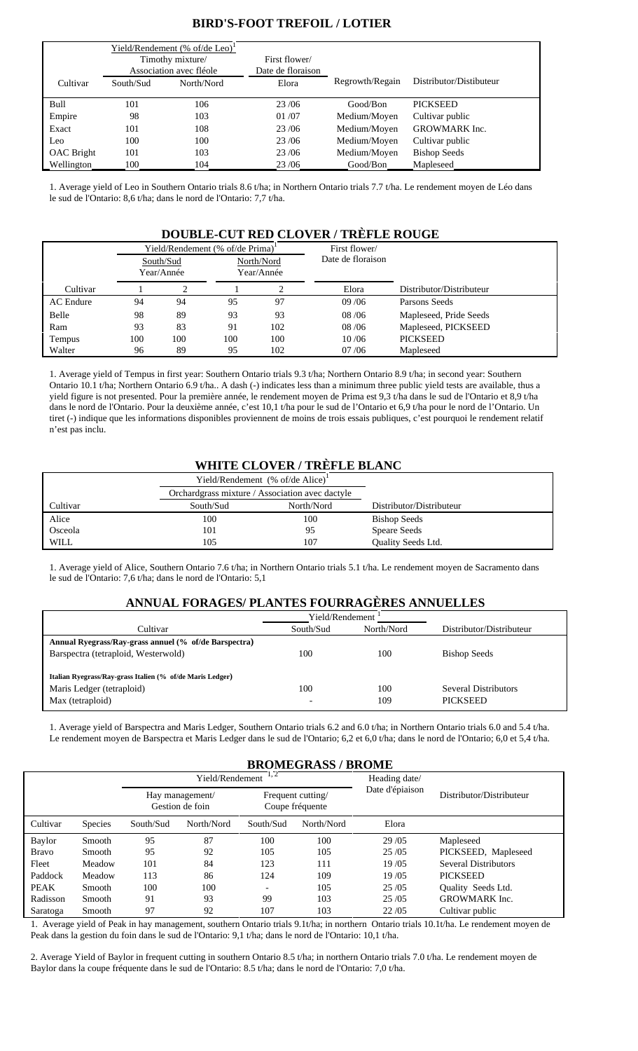## BIRD'S-FOOT TREFOIL / LOTIER

| Cultivar | Yield/Rendement (% of/de Leo)[1] Timothy mixture/ Association avec fléole | | First flower/ Date de floraison | Regrowth/Regain | Distributor/Distibuteur |
|---|---|---|---|---|---|
| | South/Sud | North/Nord | Elora | | |
| Bull | 101 | 106 | 23 /06 | Good/Bon | PICKSEED |
| Empire | 98 | 103 | 01 /07 | Medium/Moyen | Cultivar public |
| Exact | 101 | 108 | 23 /06 | Medium/Moyen | GROWMARK Inc. |
| Leo | 100 | 100 | 23 /06 | Medium/Moyen | Cultivar public |
| OAC Bright | 101 | 103 | 23 /06 | Medium/Moyen | Bishop Seeds |
| Wellington | 100 | 104 | 23 /06 | Good/Bon | Mapleseed |

1. Average yield of Leo in Southern Ontario trials 8.6 t/ha; in Northern Ontario trials 7.7 t/ha. Le rendement moyen de Léo dans le sud de l'Ontario: 8,6 t/ha; dans le nord de l'Ontario: 7,7 t/ha.

## DOUBLE-CUT RED CLOVER / TRÈFLE ROUGE

| Cultivar | Yield/Rendement (% of/de Prima)[1] South/Sud Year/Année | | North/Nord Year/Année | | First flower/ Date de floraison | Distributor/Distributeur |
|---|---|---|---|---|---|---|
| | 1 | 2 | 1 | 2 | Elora | |
| AC Endure | 94 | 94 | 95 | 97 | 09 /06 | Parsons Seeds |
| Belle | 98 | 89 | 93 | 93 | 08 /06 | Mapleseed, Pride Seeds |
| Ram | 93 | 83 | 91 | 102 | 08 /06 | Mapleseed, PICKSEED |
| Tempus | 100 | 100 | 100 | 100 | 10 /06 | PICKSEED |
| Walter | 96 | 89 | 95 | 102 | 07 /06 | Mapleseed |

1. Average yield of Tempus in first year: Southern Ontario trials 9.3 t/ha; Northern Ontario 8.9 t/ha; in second year: Southern Ontario 10.1 t/ha; Northern Ontario 6.9 t/ha.. A dash (-) indicates less than a minimum three public yield tests are available, thus a yield figure is not presented. Pour la première année, le rendement moyen de Prima est 9,3 t/ha dans le sud de l'Ontario et 8,9 t/ha dans le nord de l'Ontario. Pour la deuxième année, c'est 10,1 t/ha pour le sud de l'Ontario et 6,9 t/ha pour le nord de l'Ontario. Un tiret (-) indique que les informations disponibles proviennent de moins de trois essais publiques, c'est pourquoi le rendement relatif n'est pas inclu.

## WHITE CLOVER / TRÈFLE BLANC

| Cultivar | Yield/Rendement (% of/de Alice)[1] Orchardgrass mixture / Association avec dactyle | | Distributor/Distributeur |
|---|---|---|---|
| | South/Sud | North/Nord | |
| Alice | 100 | 100 | Bishop Seeds |
| Osceola | 101 | 95 | Speare Seeds |
| WILL | 105 | 107 | Quality Seeds Ltd. |

1. Average yield of Alice, Southern Ontario 7.6 t/ha; in Northern Ontario trials 5.1 t/ha. Le rendement moyen de Sacramento dans le sud de l'Ontario: 7,6 t/ha; dans le nord de l'Ontario: 5,1

## ANNUAL FORAGES/ PLANTES FOURRAGÈRES ANNUELLES

| Cultivar | Yield/Rendement[1] South/Sud | North/Nord | Distributor/Distributeur |
|---|---|---|---|
| **Annual Ryegrass/Ray-grass annuel (% of/de Barspectra)** | | | |
| Barspectra (tetraploid, Westerwold) | 100 | 100 | Bishop Seeds |
| **Italian Ryegrass/Ray-grass Italien (% of/de Maris Ledger)** | | | |
| Maris Ledger (tetraploid) | 100 | 100 | Several Distributors |
| Max (tetraploid) | - | 109 | PICKSEED |

1. Average yield of Barspectra and Maris Ledger, Southern Ontario trials 6.2 and 6.0 t/ha; in Northern Ontario trials 6.0 and 5.4 t/ha. Le rendement moyen de Barspectra et Maris Ledger dans le sud de l'Ontario; 6,2 et 6,0 t/ha; dans le nord de l'Ontario; 6,0 et 5,4 t/ha.

## BROMEGRASS / BROME

| Cultivar | Species | Yield/Rendement[1,2] Hay management/ Gestion de foin | | Frequent cutting/ Coupe fréquente | | Heading date/ Date d'épiaison | Distributor/Distributeur |
|---|---|---|---|---|---|---|---|
| | | South/Sud | North/Nord | South/Sud | North/Nord | Elora | |
| Baylor | Smooth | 95 | 87 | 100 | 100 | 29 /05 | Mapleseed |
| Bravo | Smooth | 95 | 92 | 105 | 105 | 25 /05 | PICKSEED, Mapleseed |
| Fleet | Meadow | 101 | 84 | 123 | 111 | 19 /05 | Several Distributors |
| Paddock | Meadow | 113 | 86 | 124 | 109 | 19 /05 | PICKSEED |
| PEAK | Smooth | 100 | 100 | - | 105 | 25 /05 | Quality Seeds Ltd. |
| Radisson | Smooth | 91 | 93 | 99 | 103 | 25 /05 | GROWMARK Inc. |
| Saratoga | Smooth | 97 | 92 | 107 | 103 | 22 /05 | Cultivar public |

1. Average yield of Peak in hay management, southern Ontario trials 9.1t/ha; in northern Ontario trials 10.1t/ha. Le rendement moyen de Peak dans la gestion du foin dans le sud de l'Ontario: 9,1 t/ha; dans le nord de l'Ontario: 10,1 t/ha.

2. Average Yield of Baylor in frequent cutting in southern Ontario 8.5 t/ha; in northern Ontario trials 7.0 t/ha. Le rendement moyen de Baylor dans la coupe fréquente dans le sud de l'Ontario: 8.5 t/ha; dans le nord de l'Ontario: 7,0 t/ha.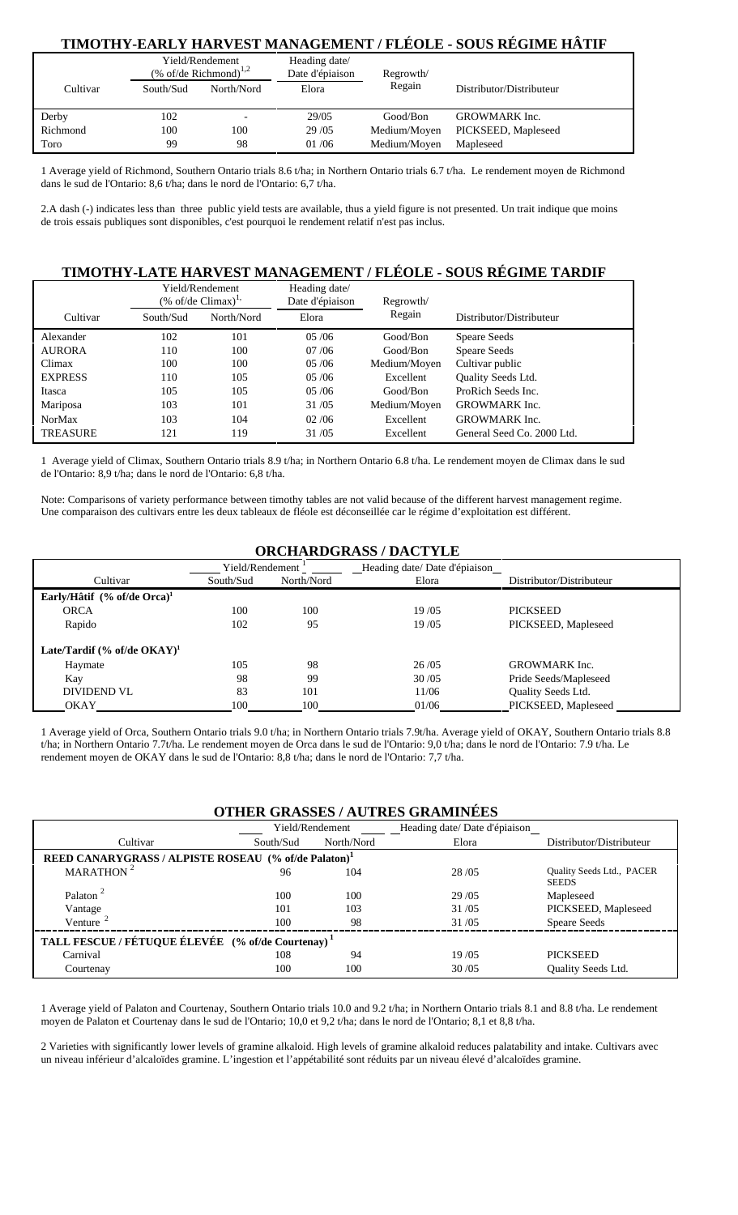## TIMOTHY-EARLY HARVEST MANAGEMENT / FLÉOLE - SOUS RÉGIME HÂTIF

| Cultivar | Yield/Rendement (% of/de Richmond)[1,2] | | Heading date/ Date d'épiaison | Regrowth/ Regain | Distributor/Distributeur |
|---|---|---|---|---|---|
| | South/Sud | North/Nord | Elora | | |
| Derby | 102 | - | 29/05 | Good/Bon | GROWMARK Inc. |
| Richmond | 100 | 100 | 29 /05 | Medium/Moyen | PICKSEED, Mapleseed |
| Toro | 99 | 98 | 01 /06 | Medium/Moyen | Mapleseed |

1 Average yield of Richmond, Southern Ontario trials 8.6 t/ha; in Northern Ontario trials 6.7 t/ha. Le rendement moyen de Richmond dans le sud de l'Ontario: 8,6 t/ha; dans le nord de l'Ontario: 6,7 t/ha.

2.A dash (-) indicates less than three public yield tests are available, thus a yield figure is not presented. Un trait indique que moins de trois essais publiques sont disponibles, c'est pourquoi le rendement relatif n'est pas inclus.

## TIMOTHY-LATE HARVEST MANAGEMENT / FLÉOLE - SOUS RÉGIME TARDIF

| Cultivar | Yield/Rendement (% of/de Climax)[1,] | | Heading date/ Date d'épiaison | Regrowth/ Regain | Distributor/Distributeur |
|---|---|---|---|---|---|
| | South/Sud | North/Nord | Elora | | |
| Alexander | 102 | 101 | 05 /06 | Good/Bon | Speare Seeds |
| AURORA | 110 | 100 | 07 /06 | Good/Bon | Speare Seeds |
| Climax | 100 | 100 | 05 /06 | Medium/Moyen | Cultivar public |
| EXPRESS | 110 | 105 | 05 /06 | Excellent | Quality Seeds Ltd. |
| Itasca | 105 | 105 | 05 /06 | Good/Bon | ProRich Seeds Inc. |
| Mariposa | 103 | 101 | 31 /05 | Medium/Moyen | GROWMARK Inc. |
| NorMax | 103 | 104 | 02 /06 | Excellent | GROWMARK Inc. |
| TREASURE | 121 | 119 | 31 /05 | Excellent | General Seed Co. 2000 Ltd. |

1 Average yield of Climax, Southern Ontario trials 8.9 t/ha; in Northern Ontario 6.8 t/ha. Le rendement moyen de Climax dans le sud de l'Ontario: 8,9 t/ha; dans le nord de l'Ontario: 6,8 t/ha.

Note: Comparisons of variety performance between timothy tables are not valid because of the different harvest management regime. Une comparaison des cultivars entre les deux tableaux de fléole est déconseillée car le régime d'exploitation est différent.

## ORCHARDGRASS / DACTYLE

| Cultivar | Yield/Rendement [1] | | Heading date/ Date d'épiaison | Distributor/Distributeur |
|---|---|---|---|---|
| | South/Sud | North/Nord | Elora | |
| **Early/Hâtif (% of/de Orca)[1]** | | | | |
| ORCA | 100 | 100 | 19 /05 | PICKSEED |
| Rapido | 102 | 95 | 19 /05 | PICKSEED, Mapleseed |
| **Late/Tardif (% of/de OKAY)[1]** | | | | |
| Haymate | 105 | 98 | 26 /05 | GROWMARK Inc. |
| Kay | 98 | 99 | 30 /05 | Pride Seeds/Mapleseed |
| DIVIDEND VL | 83 | 101 | 11/06 | Quality Seeds Ltd. |
| OKAY | 100 | 100 | 01/06 | PICKSEED, Mapleseed |

1 Average yield of Orca, Southern Ontario trials 9.0 t/ha; in Northern Ontario trials 7.9t/ha. Average yield of OKAY, Southern Ontario trials 8.8 t/ha; in Northern Ontario 7.7t/ha. Le rendement moyen de Orca dans le sud de l'Ontario: 9,0 t/ha; dans le nord de l'Ontario: 7.9 t/ha. Le rendement moyen de OKAY dans le sud de l'Ontario: 8,8 t/ha; dans le nord de l'Ontario: 7,7 t/ha.

## OTHER GRASSES / AUTRES GRAMINÉES

| Cultivar | Yield/Rendement | | Heading date/ Date d'épiaison | Distributor/Distributeur |
|---|---|---|---|---|
| | South/Sud | North/Nord | Elora | |
| **REED CANARYGRASS / ALPISTE ROSEAU (% of/de Palaton)[1]** | | | | |
| MARATHON [2] | 96 | 104 | 28 /05 | Quality Seeds Ltd., PACER SEEDS |
| Palaton [2] | 100 | 100 | 29 /05 | Mapleseed |
| Vantage | 101 | 103 | 31 /05 | PICKSEED, Mapleseed |
| Venture [2] | 100 | 98 | 31 /05 | Speare Seeds |
| **TALL FESCUE / FÉTUQUE ÉLEVÉE (% of/de Courtenay)[1]** | | | | |
| Carnival | 108 | 94 | 19 /05 | PICKSEED |
| Courtenay | 100 | 100 | 30 /05 | Quality Seeds Ltd. |

1 Average yield of Palaton and Courtenay, Southern Ontario trials 10.0 and 9.2 t/ha; in Northern Ontario trials 8.1 and 8.8 t/ha. Le rendement moyen de Palaton et Courtenay dans le sud de l'Ontario; 10,0 et 9,2 t/ha; dans le nord de l'Ontario; 8,1 et 8,8 t/ha.

2 Varieties with significantly lower levels of gramine alkaloid. High levels of gramine alkaloid reduces palatability and intake. Cultivars avec un niveau inférieur d'alcaloïdes gramine. L'ingestion et l'appétabilité sont réduits par un niveau élevé d'alcaloïdes gramine.